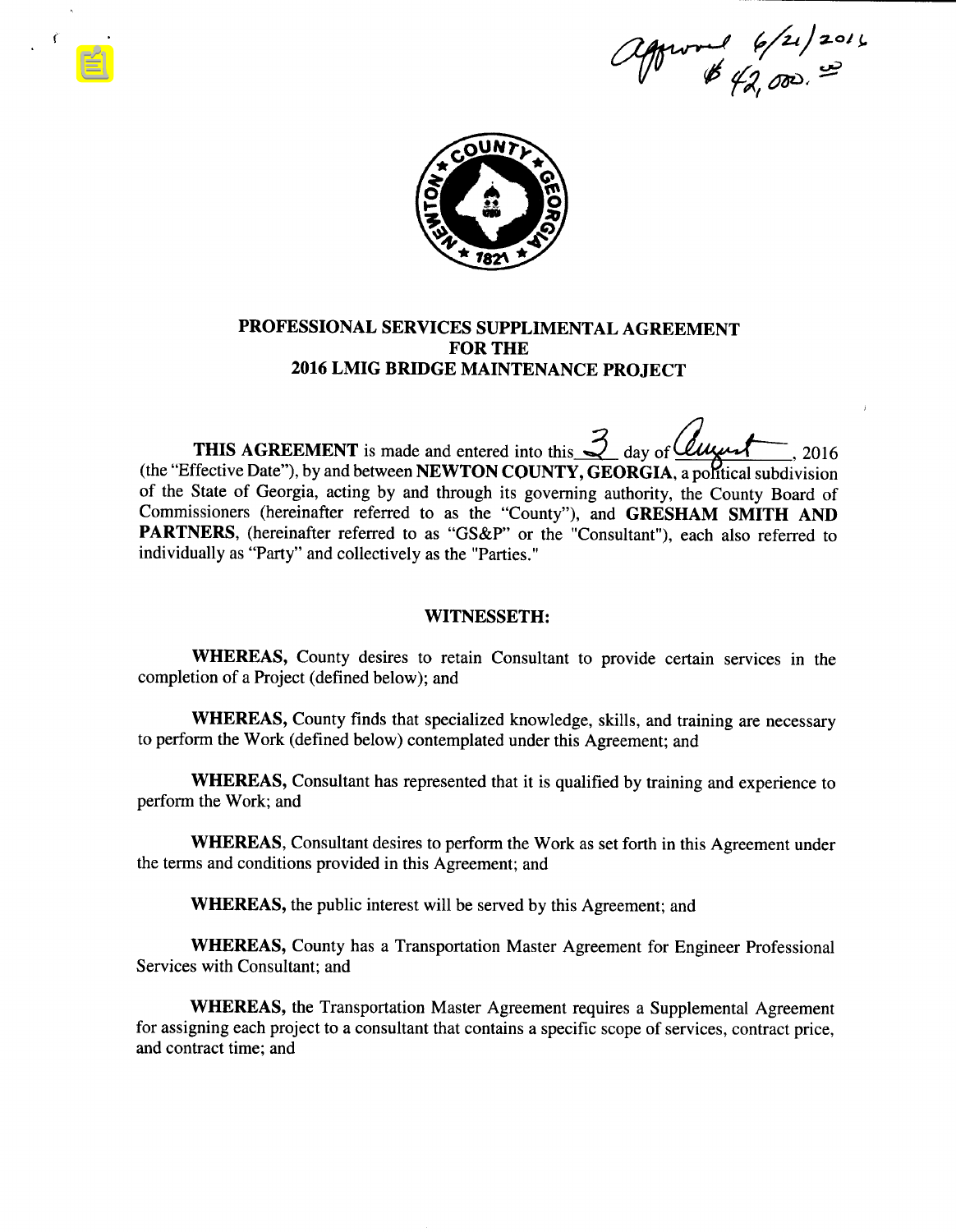Approved 6/21/2016
$ 42,000.00

# PROFESSIONAL SERVICES SUPPLIMENTAL AGREEMENT FOR THE 2016 LMIG BRIDGE MAINTENANCE PROJECT

**THIS AGREEMENT** is made and entered into this 3 day of August, 2016 (the "Effective Date"), by and between **NEWTON COUNTY, GEORGIA**, a political subdivision of the State of Georgia, acting by and through its governing authority, the County Board of Commissioners (hereinafter referred to as the "County"), and **GRESHAM SMITH AND PARTNERS**, (hereinafter referred to as "GS&P" or the "Consultant"), each also referred to individually as "Party" and collectively as the "Parties."

## WITNESSETH:

**WHEREAS,** County desires to retain Consultant to provide certain services in the completion of a Project (defined below); and

**WHEREAS,** County finds that specialized knowledge, skills, and training are necessary to perform the Work (defined below) contemplated under this Agreement; and

**WHEREAS,** Consultant has represented that it is qualified by training and experience to perform the Work; and

**WHEREAS**, Consultant desires to perform the Work as set forth in this Agreement under the terms and conditions provided in this Agreement; and

**WHEREAS,** the public interest will be served by this Agreement; and

**WHEREAS,** County has a Transportation Master Agreement for Engineer Professional Services with Consultant; and

**WHEREAS,** the Transportation Master Agreement requires a Supplemental Agreement for assigning each project to a consultant that contains a specific scope of services, contract price, and contract time; and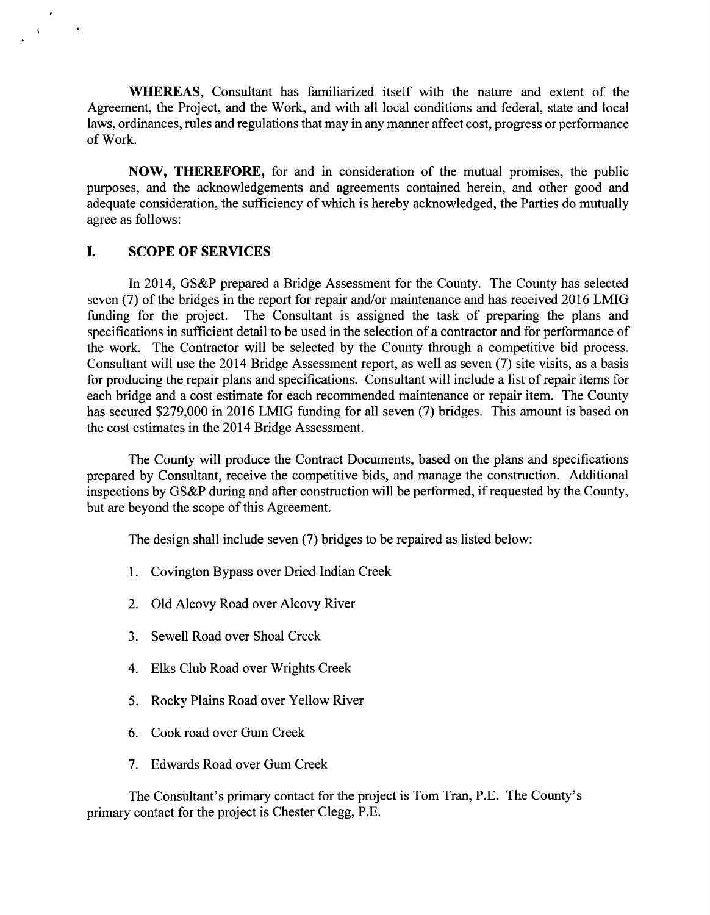**WHEREAS**, Consultant has familiarized itself with the nature and extent of the Agreement, the Project, and the Work, and with all local conditions and federal, state and local laws, ordinances, rules and regulations that may in any manner affect cost, progress or performance of Work.

**NOW, THEREFORE,** for and in consideration of the mutual promises, the public purposes, and the acknowledgements and agreements contained herein, and other good and adequate consideration, the sufficiency of which is hereby acknowledged, the Parties do mutually agree as follows:

## I. SCOPE OF SERVICES

In 2014, GS&P prepared a Bridge Assessment for the County. The County has selected seven (7) of the bridges in the report for repair and/or maintenance and has received 2016 LMIG funding for the project. The Consultant is assigned the task of preparing the plans and specifications in sufficient detail to be used in the selection of a contractor and for performance of the work. The Contractor will be selected by the County through a competitive bid process. Consultant will use the 2014 Bridge Assessment report, as well as seven (7) site visits, as a basis for producing the repair plans and specifications. Consultant will include a list of repair items for each bridge and a cost estimate for each recommended maintenance or repair item. The County has secured $279,000 in 2016 LMIG funding for all seven (7) bridges. This amount is based on the cost estimates in the 2014 Bridge Assessment.

The County will produce the Contract Documents, based on the plans and specifications prepared by Consultant, receive the competitive bids, and manage the construction. Additional inspections by GS&P during and after construction will be performed, if requested by the County, but are beyond the scope of this Agreement.

The design shall include seven (7) bridges to be repaired as listed below:

1. Covington Bypass over Dried Indian Creek
2. Old Alcovy Road over Alcovy River
3. Sewell Road over Shoal Creek
4. Elks Club Road over Wrights Creek
5. Rocky Plains Road over Yellow River
6. Cook road over Gum Creek
7. Edwards Road over Gum Creek

The Consultant's primary contact for the project is Tom Tran, P.E. The County's primary contact for the project is Chester Clegg, P.E.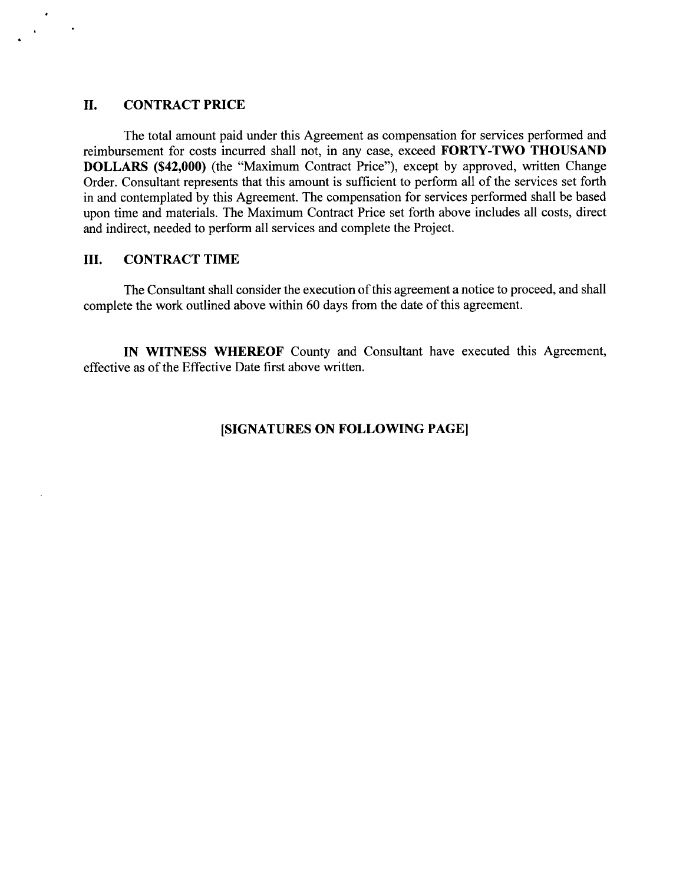## II. CONTRACT PRICE

The total amount paid under this Agreement as compensation for services performed and reimbursement for costs incurred shall not, in any case, exceed **FORTY-TWO THOUSAND DOLLARS ($42,000)** (the "Maximum Contract Price"), except by approved, written Change Order. Consultant represents that this amount is sufficient to perform all of the services set forth in and contemplated by this Agreement. The compensation for services performed shall be based upon time and materials. The Maximum Contract Price set forth above includes all costs, direct and indirect, needed to perform all services and complete the Project.

## III. CONTRACT TIME

The Consultant shall consider the execution of this agreement a notice to proceed, and shall complete the work outlined above within 60 days from the date of this agreement.

**IN WITNESS WHEREOF** County and Consultant have executed this Agreement, effective as of the Effective Date first above written.

**[SIGNATURES ON FOLLOWING PAGE]**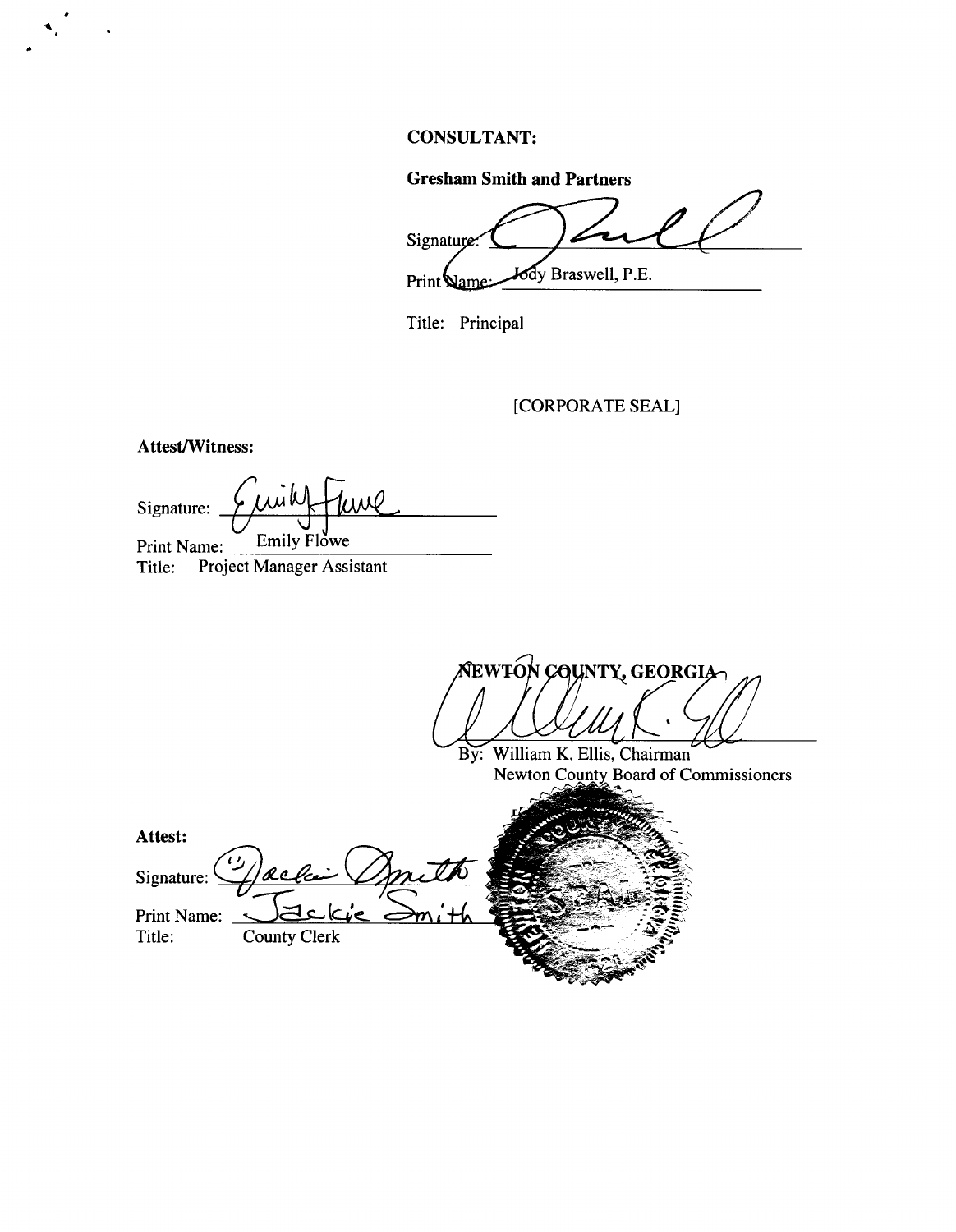**CONSULTANT:**

**Gresham Smith and Partners**

Signature: ______________________

Print Name: Jody Braswell, P.E.

Title: Principal

[CORPORATE SEAL]

**Attest/Witness:**

Signature: ______________________

Print Name: Emily Flowe

Title: Project Manager Assistant

**NEWTON COUNTY, GEORGIA**

______________________

By: William K. Ellis, Chairman
Newton County Board of Commissioners

**Attest:**

Signature: ______________________

Print Name: Jackie Smith

Title: County Clerk